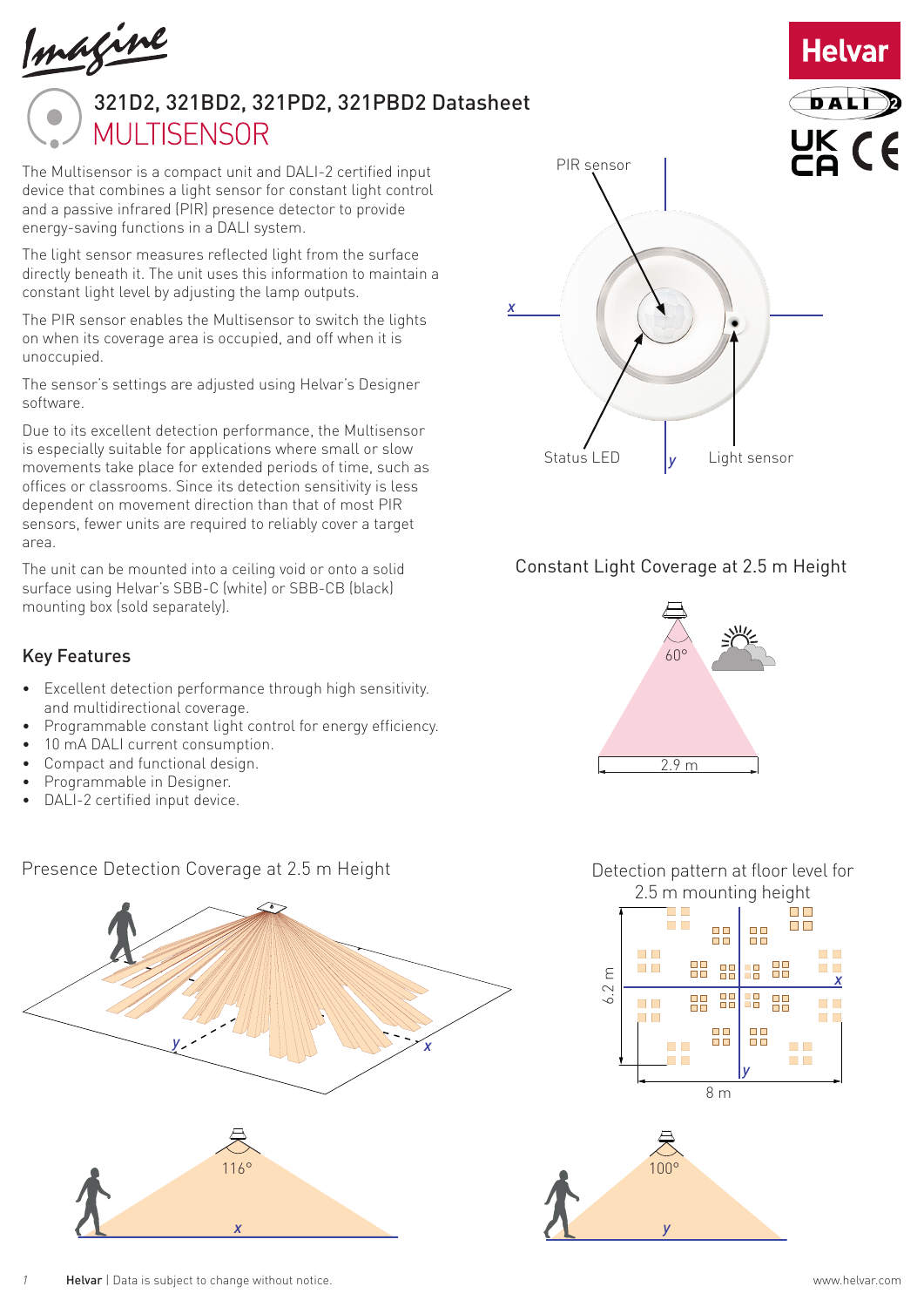# 321D2, 321BD2, 321PD2, 321PBD2 Datasheet

## MULTISENSOR

The Multisensor is a compact unit and DALI-2 certified input device that combines a light sensor for constant light control and a passive infrared (PIR) presence detector to provide energy-saving functions in a DALI system.

The light sensor measures reflected light from the surface directly beneath it. The unit uses this information to maintain a constant light level by adjusting the lamp outputs.

The PIR sensor enables the Multisensor to switch the lights on when its coverage area is occupied, and off when it is unoccupied.

The sensor's settings are adjusted using Helvar's Designer software.

Due to its excellent detection performance, the Multisensor is especially suitable for applications where small or slow movements take place for extended periods of time, such as offices or classrooms. Since its detection sensitivity is less dependent on movement direction than that of most PIR sensors, fewer units are required to reliably cover a target area.

The unit can be mounted into a ceiling void or onto a solid surface using Helvar's SBB-C (white) or SBB-CB (black) mounting box (sold separately).

PIR sensor

Status LED

Light sensor

## Key Features

- Excellent detection performance through high sensitivity. and multidirectional coverage.
- Programmable constant light control for energy efficiency.
- 10 mA DALI current consumption.
- Compact and functional design.
- Programmable in Designer.
- DALI-2 certified input device.

### Constant Light Coverage at 2.5 m Height

60°

2.9 m

### Presence Detection Coverage at 2.5 m Height

116°

100°

### Detection pattern at floor level for 2.5 m mounting height

6.2 m

8 m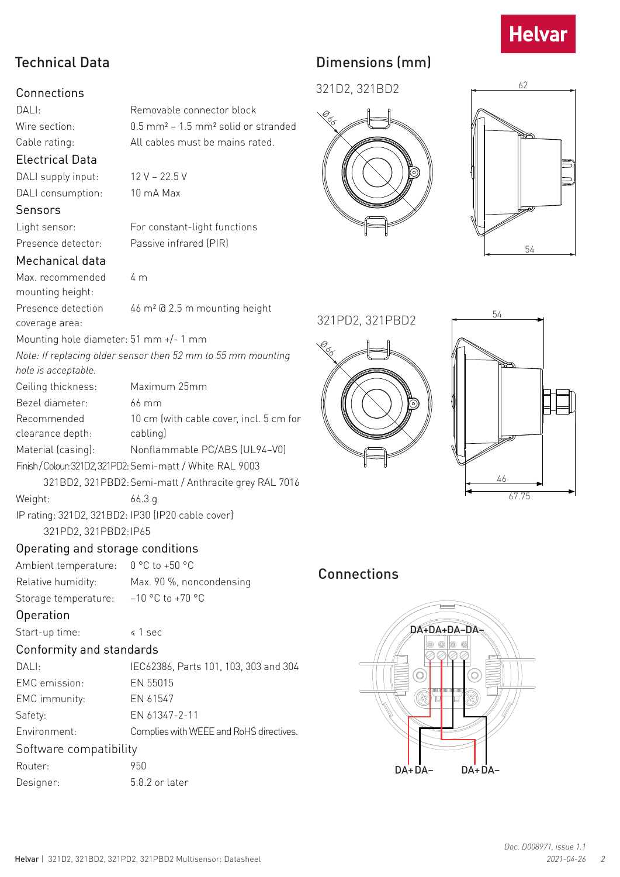## Technical Data

### Connections

| | |
|---|---|
| DALI: | Removable connector block |
| Wire section: | 0.5 mm² – 1.5 mm² solid or stranded |
| Cable rating: | All cables must be mains rated. |

### Electrical Data

| | |
|---|---|
| DALI supply input: | 12 V – 22.5 V |
| DALI consumption: | 10 mA Max |

### Sensors

| | |
|---|---|
| Light sensor: | For constant-light functions |
| Presence detector: | Passive infrared (PIR) |

### Mechanical data

| | |
|---|---|
| Max. recommended mounting height: | 4 m |
| Presence detection coverage area: | 46 m² @ 2.5 m mounting height |

Mounting hole diameter: 51 mm +/- 1 mm

*Note: If replacing older sensor then 52 mm to 55 mm mounting hole is acceptable.*

| | |
|---|---|
| Ceiling thickness: | Maximum 25mm |
| Bezel diameter: | 66 mm |
| Recommended clearance depth: | 10 cm (with cable cover, incl. 5 cm for cabling) |
| Material (casing): | Nonflammable PC/ABS (UL94–V0) |
| Finish/Colour: 321D2, 321PD2: | Semi-matt / White RAL 9003 |
| 321BD2, 321PBD2: | Semi-matt / Anthracite grey RAL 7016 |
| Weight: | 66.3 g |
| IP rating: 321D2, 321BD2: | IP30 (IP20 cable cover) |
| 321PD2, 321PBD2: | IP65 |

### Operating and storage conditions

| | |
|---|---|
| Ambient temperature: | 0 °C to +50 °C |
| Relative humidity: | Max. 90 %, noncondensing |
| Storage temperature: | −10 °C to +70 °C |

### Operation

| | |
|---|---|
| Start-up time: | ≤ 1 sec |

### Conformity and standards

| | |
|---|---|
| DALI: | IEC62386, Parts 101, 103, 303 and 304 |
| EMC emission: | EN 55015 |
| EMC immunity: | EN 61547 |
| Safety: | EN 61347-2-11 |
| Environment: | Complies with WEEE and RoHS directives. |

### Software compatibility

| | |
|---|---|
| Router: | 950 |
| Designer: | 5.8.2 or later |

## Dimensions (mm)

321D2, 321BD2

Ø66

62

54

321PD2, 321PBD2

Ø66

54

46

67.75

## Connections

DA+DA+DA–DA–

DA+ DA– DA+ DA–